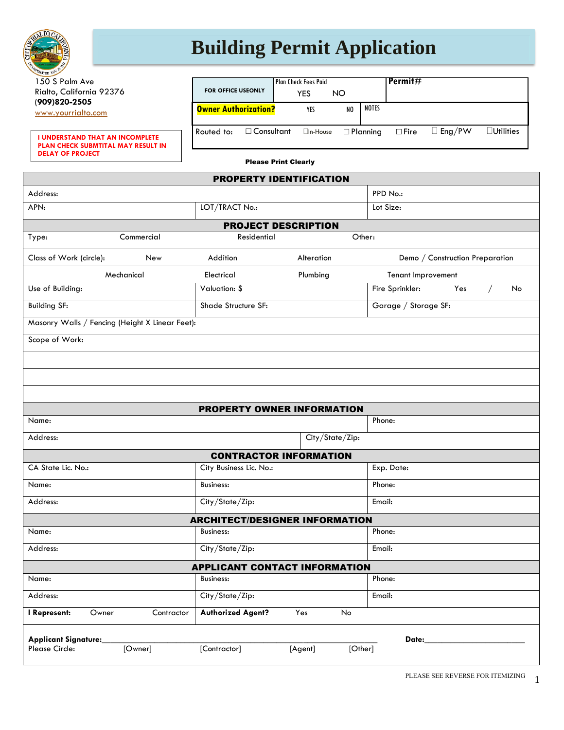# Building Permit Application

150 S Palm Ave
Rialto, California 92376
**(909)820-2505**
www.yourrialto.com

**I UNDERSTAND THAT AN INCOMPLETE PLAN CHECK SUBMTITAL MAY RESULT IN DELAY OF PROJECT**

| FOR OFFICE USEONLY | Plan Check Fees Paid YES NO | | | Permit# | |
|---|---|---|---|---|---|
| **Owner Authorization?** | YES | NO | NOTES | | |
| Routed to: | ☐ Consultant | ☐In-House | ☐ Planning | ☐ Fire | ☐ Eng/PW ☐Utilities |

**Please Print Clearly**

| **PROPERTY IDENTIFICATION** | | |
|---|---|---|
| Address: | | PPD No.: |
| APN: | LOT/TRACT No.: | Lot Size: |
| **PROJECT DESCRIPTION** | | |
| Type: Commercial | Residential | Other: |
| Class of Work (circle): New | Addition Alteration | Demo / Construction Preparation |
| Mechanical | Electrical Plumbing | Tenant Improvement |
| Use of Building: | Valuation: $ | Fire Sprinkler: Yes / No |
| Building SF: | Shade Structure SF: | Garage / Storage SF: |
| Masonry Walls / Fencing (Height X Linear Feet): | | |
| Scope of Work: | | |
| | | |
| | | |
| | | |
| **PROPERTY OWNER INFORMATION** | | |
| Name: | | Phone: |
| Address: | City/State/Zip: | |
| **CONTRACTOR INFORMATION** | | |
| CA State Lic. No.: | City Business Lic. No.: | Exp. Date: |
| Name: | Business: | Phone: |
| Address: | City/State/Zip: | Email: |
| **ARCHITECT/DESIGNER INFORMATION** | | |
| Name: | Business: | Phone: |
| Address: | City/State/Zip: | Email: |
| **APPLICANT CONTACT INFORMATION** | | |
| Name: | Business: | Phone: |
| Address: | City/State/Zip: | Email: |
| **I Represent:** Owner Contractor | **Authorized Agent?** Yes No | |

**Applicant Signature:**\_\_\_\_\_\_\_\_\_\_\_\_\_\_\_\_\_\_\_\_\_\_\_\_\_\_\_\_\_\_\_\_\_\_\_\_\_\_\_\_\_\_\_\_ **Date:**\_\_\_\_\_\_\_\_\_\_\_\_\_\_\_\_\_\_\_\_

Please Circle: [Owner] [Contractor] [Agent] [Other]

PLEASE SEE REVERSE FOR ITEMIZING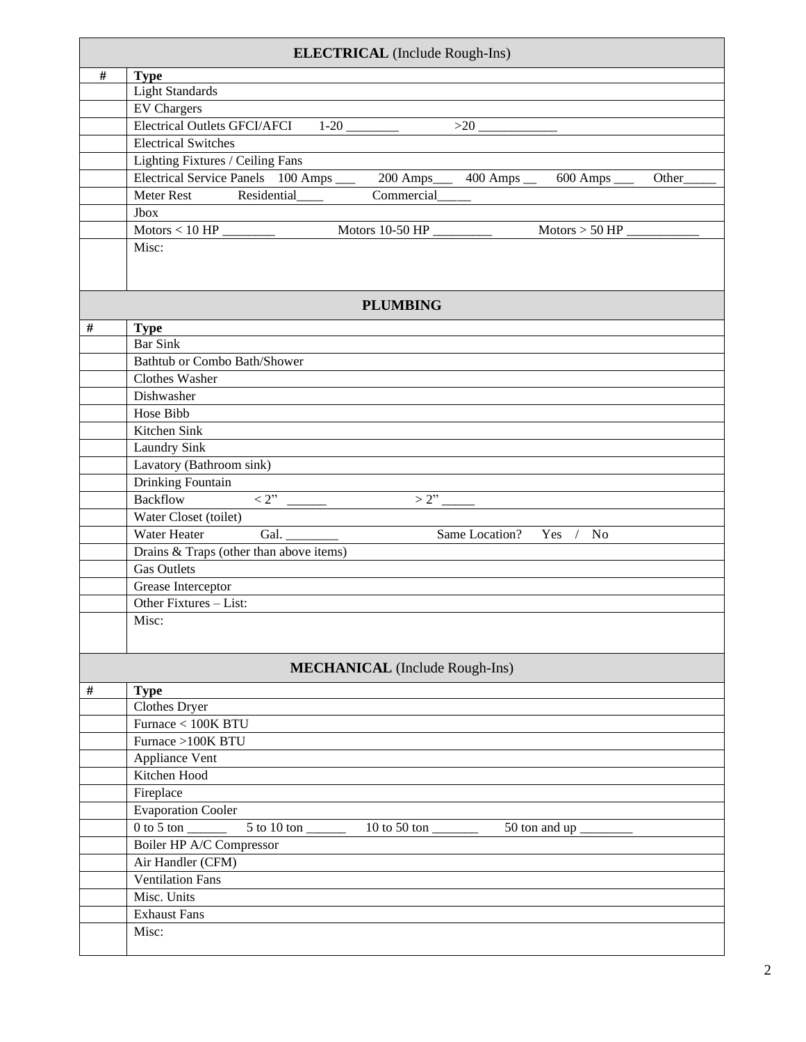| | |
|---|---|
| **ELECTRICAL** (Include Rough-Ins) | |
| **#** | **Type** |
| | Light Standards |
| | EV Chargers |
| | Electrical Outlets GFCI/AFCI 1-20 ________ >20 ____________ |
| | Electrical Switches |
| | Lighting Fixtures / Ceiling Fans |
| | Electrical Service Panels 100 Amps ___ 200 Amps___ 400 Amps __ 600 Amps ___ Other_____ |
| | Meter Rest Residential____ Commercial_____ |
| | Jbox |
| | Motors < 10 HP ________ Motors 10-50 HP _________ Motors > 50 HP ___________ |
| | Misc: |

| | |
|---|---|
| **PLUMBING** | |
| **#** | **Type** |
| | Bar Sink |
| | Bathtub or Combo Bath/Shower |
| | Clothes Washer |
| | Dishwasher |
| | Hose Bibb |
| | Kitchen Sink |
| | Laundry Sink |
| | Lavatory (Bathroom sink) |
| | Drinking Fountain |
| | Backflow < 2" ______ > 2" _____ |
| | Water Closet (toilet) |
| | Water Heater Gal. ________ Same Location? Yes / No |
| | Drains & Traps (other than above items) |
| | Gas Outlets |
| | Grease Interceptor |
| | Other Fixtures – List: |
| | Misc: |

| | |
|---|---|
| **MECHANICAL** (Include Rough-Ins) | |
| **#** | **Type** |
| | Clothes Dryer |
| | Furnace < 100K BTU |
| | Furnace >100K BTU |
| | Appliance Vent |
| | Kitchen Hood |
| | Fireplace |
| | Evaporation Cooler |
| | 0 to 5 ton ______ 5 to 10 ton ______ 10 to 50 ton _______ 50 ton and up ________ |
| | Boiler HP A/C Compressor |
| | Air Handler (CFM) |
| | Ventilation Fans |
| | Misc. Units |
| | Exhaust Fans |
| | Misc: |